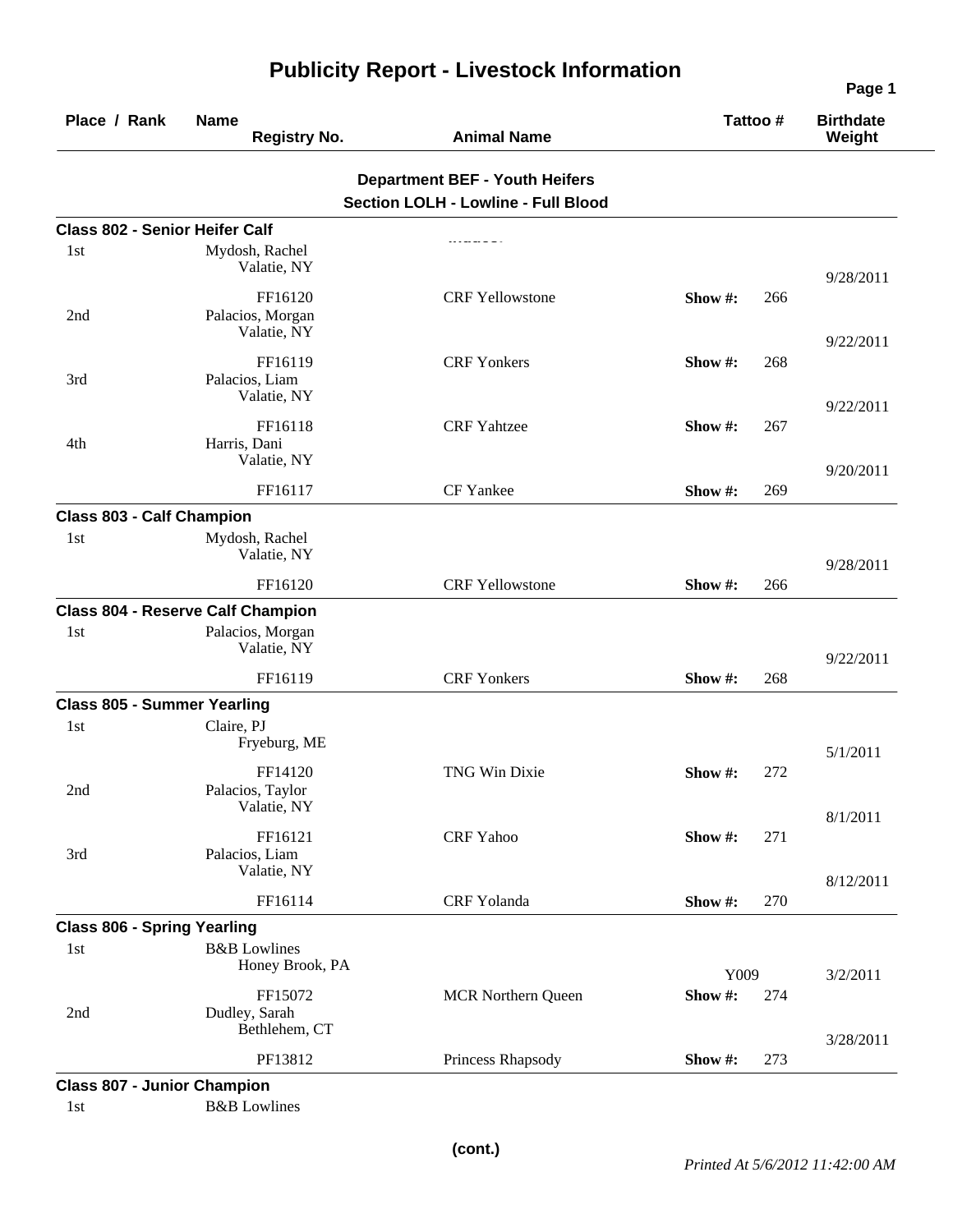# Publicity Report - Livestock Information

| Place / Rank | Name / Registry No. | Animal Name | Tattoo # | Birthdate / Weight |
|---|---|---|---|---|

## Department BEF - Youth Heifers

### Section LOLH - Lowline - Full Blood

**Class 802 - Senior Heifer Calf**

| Place / Rank | Name / Registry No. | Animal Name | Tattoo # | Birthdate / Weight |
|---|---|---|---|---|
| 1st | Mydosh, Rachel, Valatie, NY — FF16120 | CRF Yellowstone | Show #: 266 | 9/28/2011 |
| 2nd | Palacios, Morgan, Valatie, NY — FF16119 | CRF Yonkers | Show #: 268 | 9/22/2011 |
| 3rd | Palacios, Liam, Valatie, NY — FF16118 | CRF Yahtzee | Show #: 267 | 9/22/2011 |
| 4th | Harris, Dani, Valatie, NY — FF16117 | CF Yankee | Show #: 269 | 9/20/2011 |

**Class 803 - Calf Champion**

| Place / Rank | Name / Registry No. | Animal Name | Tattoo # | Birthdate / Weight |
|---|---|---|---|---|
| 1st | Mydosh, Rachel, Valatie, NY — FF16120 | CRF Yellowstone | Show #: 266 | 9/28/2011 |

**Class 804 - Reserve Calf Champion**

| Place / Rank | Name / Registry No. | Animal Name | Tattoo # | Birthdate / Weight |
|---|---|---|---|---|
| 1st | Palacios, Morgan, Valatie, NY — FF16119 | CRF Yonkers | Show #: 268 | 9/22/2011 |

**Class 805 - Summer Yearling**

| Place / Rank | Name / Registry No. | Animal Name | Tattoo # | Birthdate / Weight |
|---|---|---|---|---|
| 1st | Claire, PJ, Fryeburg, ME — FF14120 | TNG Win Dixie | Show #: 272 | 5/1/2011 |
| 2nd | Palacios, Taylor, Valatie, NY — FF16121 | CRF Yahoo | Show #: 271 | 8/1/2011 |
| 3rd | Palacios, Liam, Valatie, NY — FF16114 | CRF Yolanda | Show #: 270 | 8/12/2011 |

**Class 806 - Spring Yearling**

| Place / Rank | Name / Registry No. | Animal Name | Tattoo # | Birthdate / Weight |
|---|---|---|---|---|
| 1st | B&B Lowlines, Honey Brook, PA — FF15072 | MCR Northern Queen | Y009 Show #: 274 | 3/2/2011 |
| 2nd | Dudley, Sarah, Bethlehem, CT — PF13812 | Princess Rhapsody | Show #: 273 | 3/28/2011 |

**Class 807 - Junior Champion**

| Place / Rank | Name / Registry No. | Animal Name | Tattoo # | Birthdate / Weight |
|---|---|---|---|---|
| 1st | B&B Lowlines | | | |

(cont.)

*Printed At 5/6/2012 11:42:00 AM*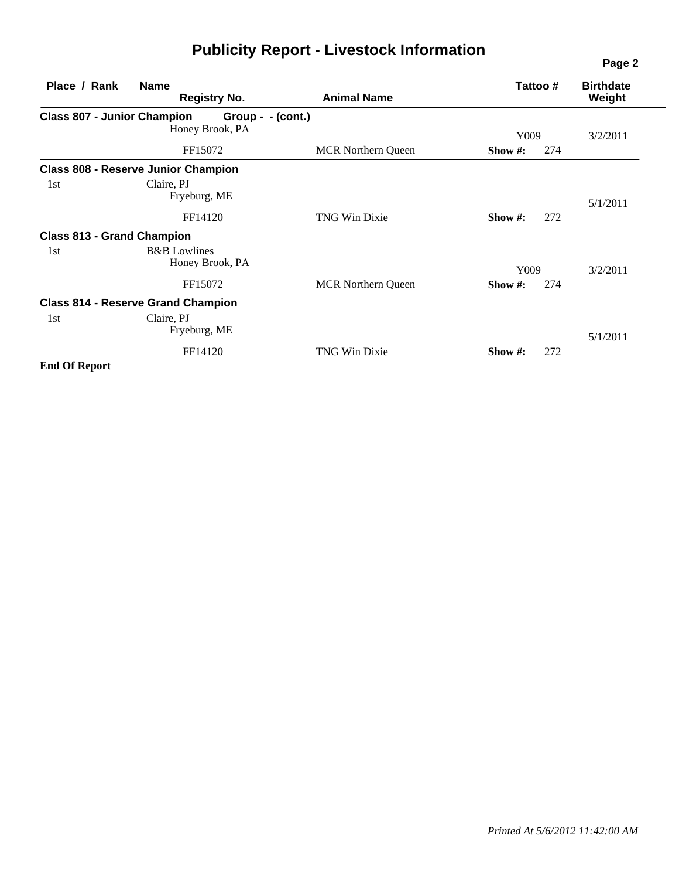# Publicity Report - Livestock Information

| Place / Rank | Name / Registry No. | Animal Name | Tattoo # | Birthdate / Weight |
|---|---|---|---|---|
| **Class 807 - Junior Champion Group - - (cont.)** | | | | |
| | Honey Brook, PA | | Y009 | 3/2/2011 |
| | FF15072 | MCR Northern Queen | **Show #:** 274 | |
| **Class 808 - Reserve Junior Champion** | | | | |
| 1st | Claire, PJ<br>Fryeburg, ME | | | 5/1/2011 |
| | FF14120 | TNG Win Dixie | **Show #:** 272 | |
| **Class 813 - Grand Champion** | | | | |
| 1st | B&B Lowlines<br>Honey Brook, PA | | Y009 | 3/2/2011 |
| | FF15072 | MCR Northern Queen | **Show #:** 274 | |
| **Class 814 - Reserve Grand Champion** | | | | |
| 1st | Claire, PJ<br>Fryeburg, ME | | | 5/1/2011 |
| | FF14120 | TNG Win Dixie | **Show #:** 272 | |

**End Of Report**

*Printed At 5/6/2012 11:42:00 AM*